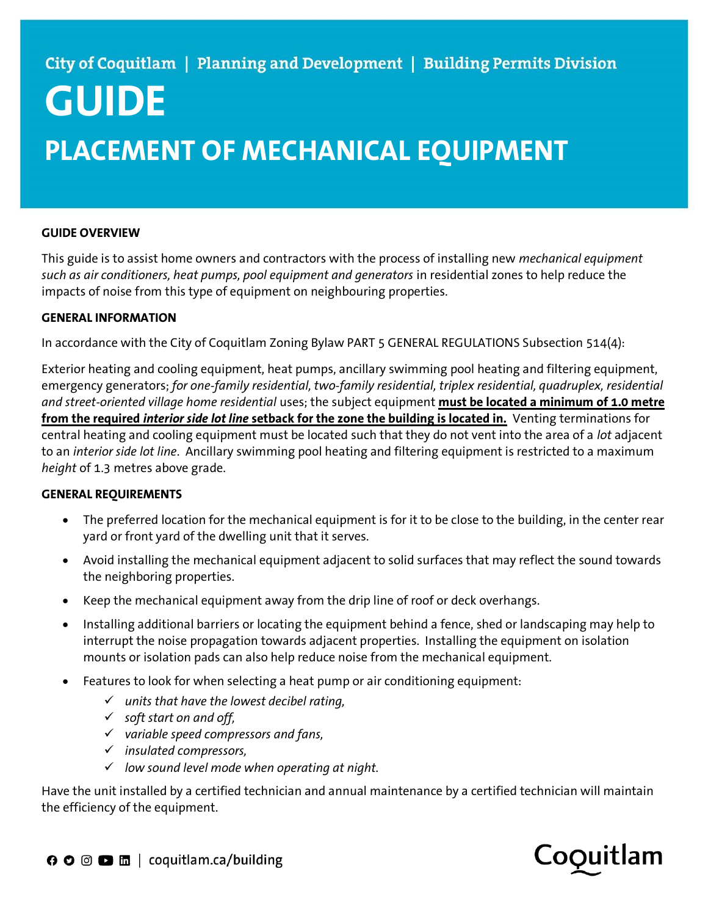City of Coquitlam | Planning and Development | Building Permits Division

# GUIDE

## PLACEMENT OF MECHANICAL EQUIPMENT

**GUIDE OVERVIEW**

This guide is to assist home owners and contractors with the process of installing new *mechanical equipment such as air conditioners, heat pumps, pool equipment and generators* in residential zones to help reduce the impacts of noise from this type of equipment on neighbouring properties.

**GENERAL INFORMATION**

In accordance with the City of Coquitlam Zoning Bylaw PART 5 GENERAL REGULATIONS Subsection 514(4):

Exterior heating and cooling equipment, heat pumps, ancillary swimming pool heating and filtering equipment, emergency generators; *for one-family residential, two-family residential, triplex residential, quadruplex, residential and street-oriented village home residential* uses; the subject equipment **must be located a minimum of 1.0 metre from the required *interior side lot line* setback for the zone the building is located in.** Venting terminations for central heating and cooling equipment must be located such that they do not vent into the area of a *lot* adjacent to an *interior side lot line*. Ancillary swimming pool heating and filtering equipment is restricted to a maximum *height* of 1.3 metres above grade.

**GENERAL REQUIREMENTS**

- The preferred location for the mechanical equipment is for it to be close to the building, in the center rear yard or front yard of the dwelling unit that it serves.
- Avoid installing the mechanical equipment adjacent to solid surfaces that may reflect the sound towards the neighboring properties.
- Keep the mechanical equipment away from the drip line of roof or deck overhangs.
- Installing additional barriers or locating the equipment behind a fence, shed or landscaping may help to interrupt the noise propagation towards adjacent properties. Installing the equipment on isolation mounts or isolation pads can also help reduce noise from the mechanical equipment.
- Features to look for when selecting a heat pump or air conditioning equipment:
  - ✓ *units that have the lowest decibel rating,*
  - ✓ *soft start on and off,*
  - ✓ *variable speed compressors and fans,*
  - ✓ *insulated compressors,*
  - ✓ *low sound level mode when operating at night.*

Have the unit installed by a certified technician and annual maintenance by a certified technician will maintain the efficiency of the equipment.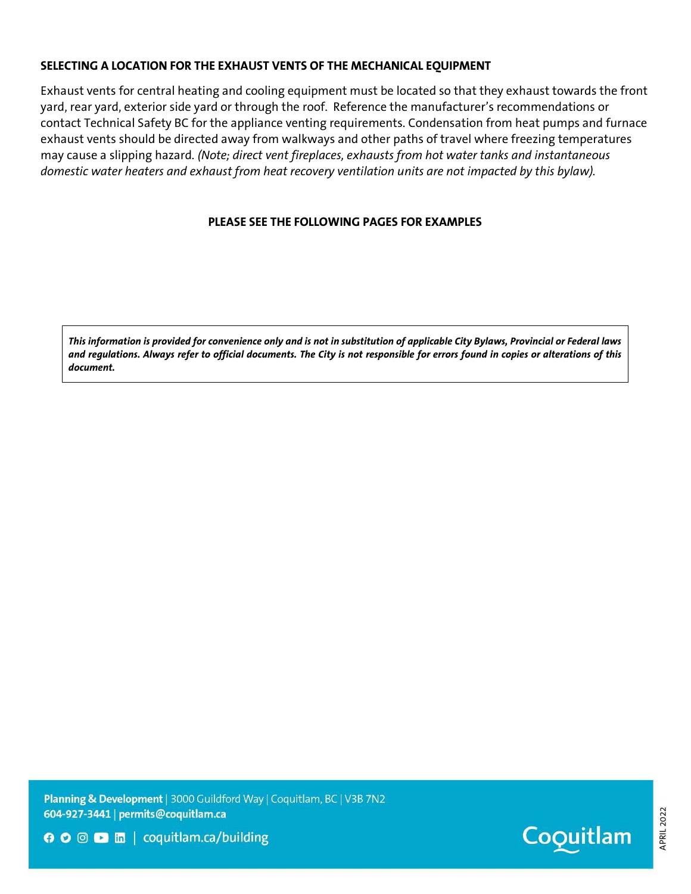## SELECTING A LOCATION FOR THE EXHAUST VENTS OF THE MECHANICAL EQUIPMENT

Exhaust vents for central heating and cooling equipment must be located so that they exhaust towards the front yard, rear yard, exterior side yard or through the roof. Reference the manufacturer's recommendations or contact Technical Safety BC for the appliance venting requirements. Condensation from heat pumps and furnace exhaust vents should be directed away from walkways and other paths of travel where freezing temperatures may cause a slipping hazard. *(Note; direct vent fireplaces, exhausts from hot water tanks and instantaneous domestic water heaters and exhaust from heat recovery ventilation units are not impacted by this bylaw).*

**PLEASE SEE THE FOLLOWING PAGES FOR EXAMPLES**

***This information is provided for convenience only and is not in substitution of applicable City Bylaws, Provincial or Federal laws and regulations. Always refer to official documents. The City is not responsible for errors found in copies or alterations of this document.***

**Planning & Development** | 3000 Guildford Way | Coquitlam, BC | V3B 7N2
**604-927-3441** | **permits@coquitlam.ca**
coquitlam.ca/building

Coquitlam

APRIL 2022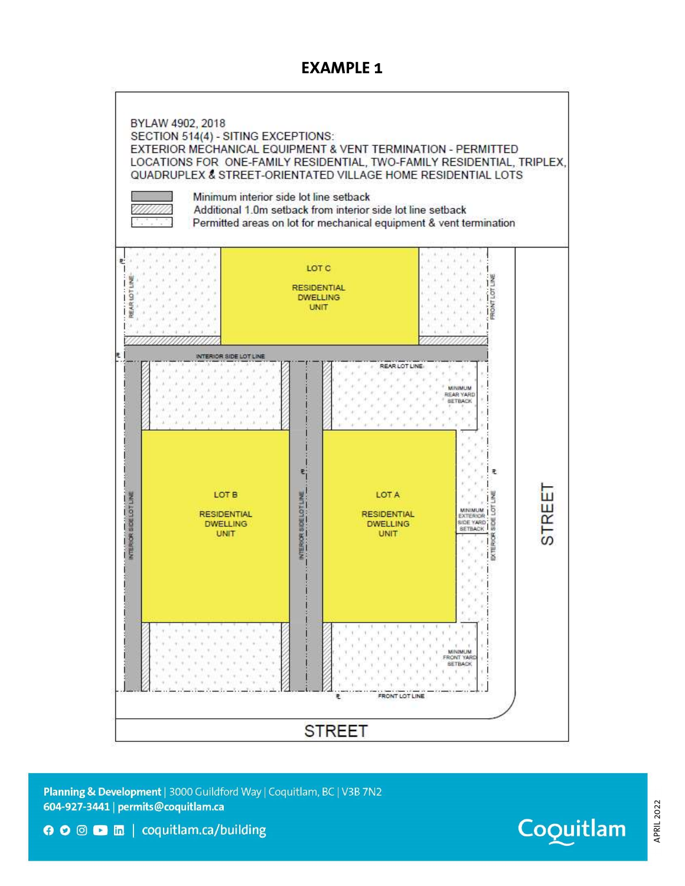## EXAMPLE 1

BYLAW 4902, 2018
SECTION 514(4) - SITING EXCEPTIONS:
EXTERIOR MECHANICAL EQUIPMENT & VENT TERMINATION - PERMITTED LOCATIONS FOR ONE-FAMILY RESIDENTIAL, TWO-FAMILY RESIDENTIAL, TRIPLEX, QUADRUPLEX & STREET-ORIENTATED VILLAGE HOME RESIDENTIAL LOTS

- Minimum interior side lot line setback
- Additional 1.0m setback from interior side lot line setback
- Permitted areas on lot for mechanical equipment & vent termination

LOT C
RESIDENTIAL DWELLING UNIT

LOT B
RESIDENTIAL DWELLING UNIT

LOT A
RESIDENTIAL DWELLING UNIT

REAR LOT LINE

FRONT LOT LINE

INTERIOR SIDE LOT LINE

EXTERIOR SIDE LOT LINE

MINIMUM REAR YARD SETBACK

MINIMUM EXTERIOR SIDE YARD SETBACK

MINIMUM FRONT YARD SETBACK

STREET

STREET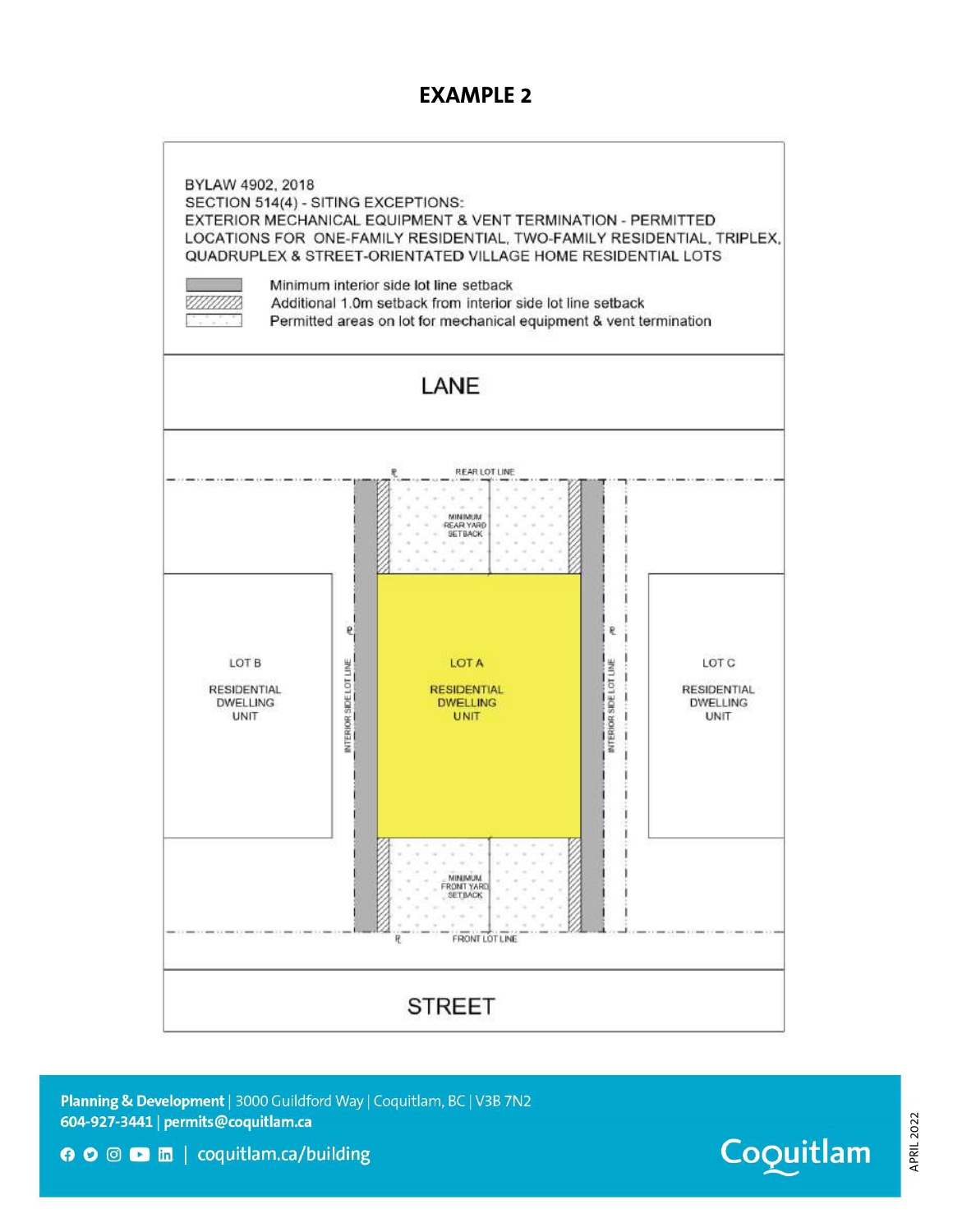## EXAMPLE 2

BYLAW 4902, 2018
SECTION 514(4) - SITING EXCEPTIONS:
EXTERIOR MECHANICAL EQUIPMENT & VENT TERMINATION - PERMITTED LOCATIONS FOR ONE-FAMILY RESIDENTIAL, TWO-FAMILY RESIDENTIAL, TRIPLEX, QUADRUPLEX & STREET-ORIENTATED VILLAGE HOME RESIDENTIAL LOTS

- Minimum interior side lot line setback
- Additional 1.0m setback from interior side lot line setback
- Permitted areas on lot for mechanical equipment & vent termination

LANE

REAR LOT LINE

MINIMUM REAR YARD SETBACK

LOT B

RESIDENTIAL DWELLING UNIT

INTERIOR SIDE LOT LINE

LOT A

RESIDENTIAL DWELLING UNIT

INTERIOR SIDE LOT LINE

LOT C

RESIDENTIAL DWELLING UNIT

MINIMUM FRONT YARD SETBACK

FRONT LOT LINE

STREET

**Planning & Development** | 3000 Guildford Way | Coquitlam, BC | V3B 7N2
**604-927-3441** | **permits@coquitlam.ca**
coquitlam.ca/building

Coquitlam

APRIL 2022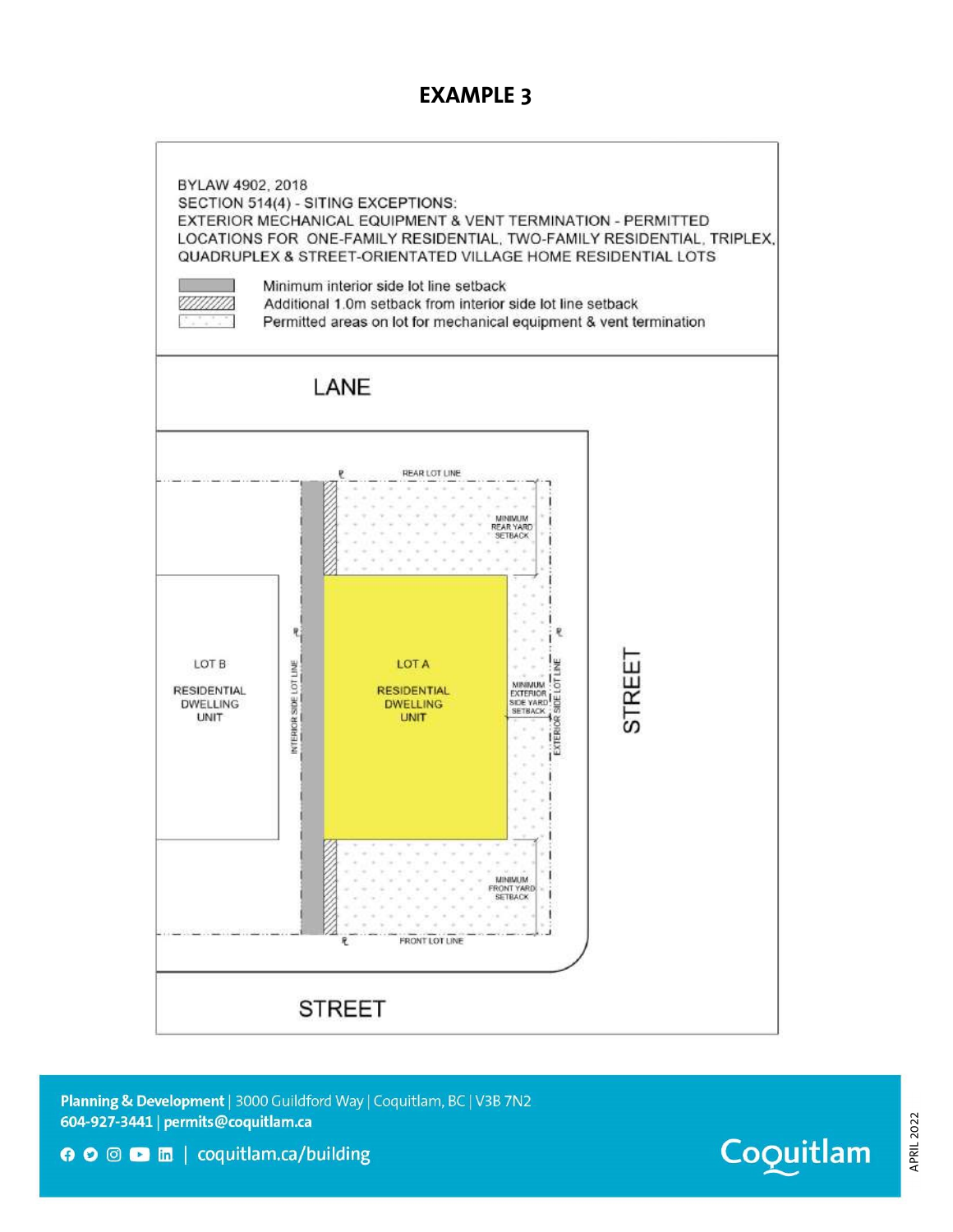# EXAMPLE 3

BYLAW 4902, 2018
SECTION 514(4) - SITING EXCEPTIONS:
EXTERIOR MECHANICAL EQUIPMENT & VENT TERMINATION - PERMITTED LOCATIONS FOR ONE-FAMILY RESIDENTIAL, TWO-FAMILY RESIDENTIAL, TRIPLEX, QUADRUPLEX & STREET-ORIENTATED VILLAGE HOME RESIDENTIAL LOTS

Minimum interior side lot line setback
Additional 1.0m setback from interior side lot line setback
Permitted areas on lot for mechanical equipment & vent termination

LANE

REAR LOT LINE

MINIMUM REAR YARD SETBACK

LOT B

RESIDENTIAL DWELLING UNIT

INTERIOR SIDE LOT LINE

LOT A

RESIDENTIAL DWELLING UNIT

MINIMUM EXTERIOR SIDE YARD SETBACK

EXTERIOR SIDE LOT LINE

STREET

MINIMUM FRONT YARD SETBACK

FRONT LOT LINE

STREET